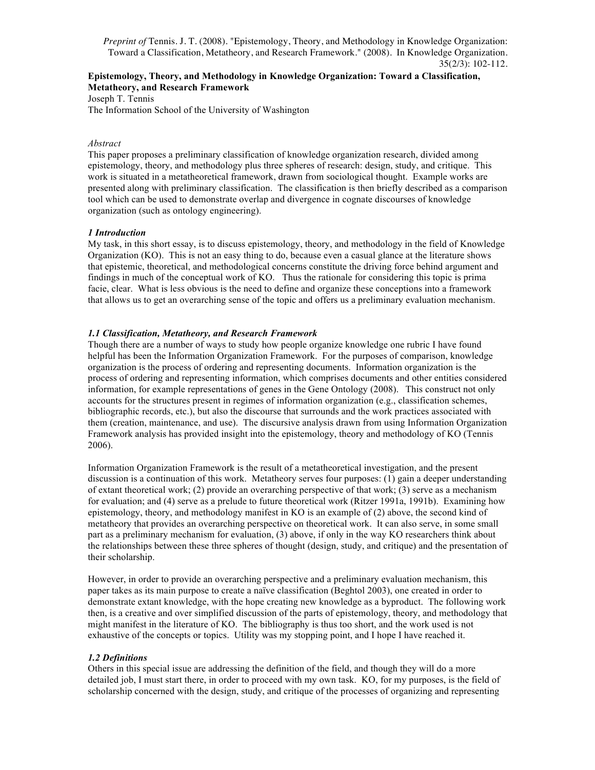*Preprint of* Tennis. J. T. (2008). "Epistemology, Theory, and Methodology in Knowledge Organization: Toward a Classification, Metatheory, and Research Framework." (2008). In Knowledge Organization. 35(2/3): 102-112.

# Epistemology, Theory, and Methodology in Knowledge Organization: Toward a Classification, Metatheory, and Research Framework

Joseph T. Tennis
The Information School of the University of Washington

*Abstract*

This paper proposes a preliminary classification of knowledge organization research, divided among epistemology, theory, and methodology plus three spheres of research: design, study, and critique. This work is situated in a metatheoretical framework, drawn from sociological thought. Example works are presented along with preliminary classification. The classification is then briefly described as a comparison tool which can be used to demonstrate overlap and divergence in cognate discourses of knowledge organization (such as ontology engineering).

## *1 Introduction*

My task, in this short essay, is to discuss epistemology, theory, and methodology in the field of Knowledge Organization (KO). This is not an easy thing to do, because even a casual glance at the literature shows that epistemic, theoretical, and methodological concerns constitute the driving force behind argument and findings in much of the conceptual work of KO. Thus the rationale for considering this topic is prima facie, clear. What is less obvious is the need to define and organize these conceptions into a framework that allows us to get an overarching sense of the topic and offers us a preliminary evaluation mechanism.

### *1.1 Classification, Metatheory, and Research Framework*

Though there are a number of ways to study how people organize knowledge one rubric I have found helpful has been the Information Organization Framework. For the purposes of comparison, knowledge organization is the process of ordering and representing documents. Information organization is the process of ordering and representing information, which comprises documents and other entities considered information, for example representations of genes in the Gene Ontology (2008). This construct not only accounts for the structures present in regimes of information organization (e.g., classification schemes, bibliographic records, etc.), but also the discourse that surrounds and the work practices associated with them (creation, maintenance, and use). The discursive analysis drawn from using Information Organization Framework analysis has provided insight into the epistemology, theory and methodology of KO (Tennis 2006).

Information Organization Framework is the result of a metatheoretical investigation, and the present discussion is a continuation of this work. Metatheory serves four purposes: (1) gain a deeper understanding of extant theoretical work; (2) provide an overarching perspective of that work; (3) serve as a mechanism for evaluation; and (4) serve as a prelude to future theoretical work (Ritzer 1991a, 1991b). Examining how epistemology, theory, and methodology manifest in KO is an example of (2) above, the second kind of metatheory that provides an overarching perspective on theoretical work. It can also serve, in some small part as a preliminary mechanism for evaluation, (3) above, if only in the way KO researchers think about the relationships between these three spheres of thought (design, study, and critique) and the presentation of their scholarship.

However, in order to provide an overarching perspective and a preliminary evaluation mechanism, this paper takes as its main purpose to create a naïve classification (Beghtol 2003), one created in order to demonstrate extant knowledge, with the hope creating new knowledge as a byproduct. The following work then, is a creative and over simplified discussion of the parts of epistemology, theory, and methodology that might manifest in the literature of KO. The bibliography is thus too short, and the work used is not exhaustive of the concepts or topics. Utility was my stopping point, and I hope I have reached it.

### *1.2 Definitions*

Others in this special issue are addressing the definition of the field, and though they will do a more detailed job, I must start there, in order to proceed with my own task. KO, for my purposes, is the field of scholarship concerned with the design, study, and critique of the processes of organizing and representing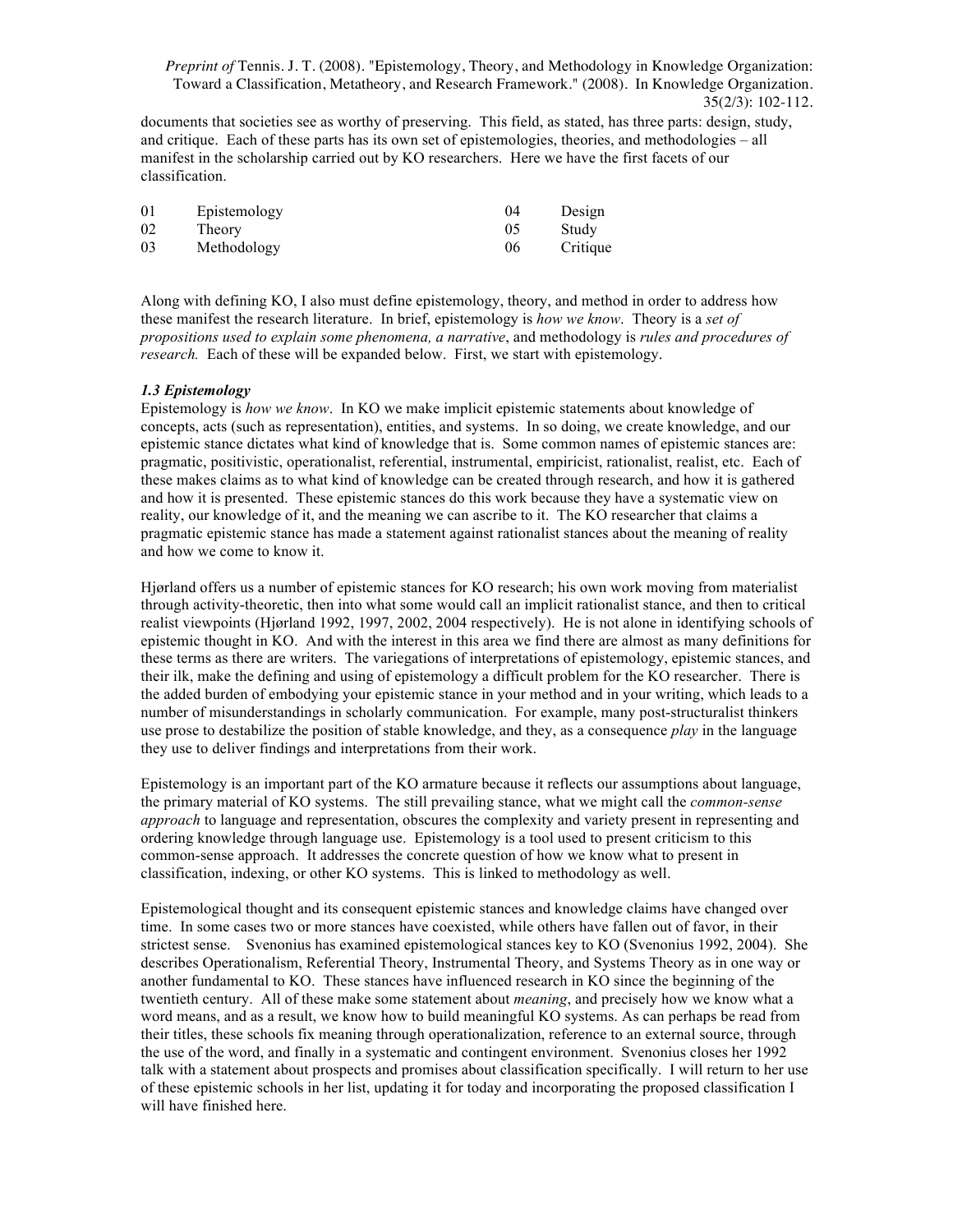documents that societies see as worthy of preserving. This field, as stated, has three parts: design, study, and critique. Each of these parts has its own set of epistemologies, theories, and methodologies – all manifest in the scholarship carried out by KO researchers. Here we have the first facets of our classification.

| | | | |
|---|---|---|---|
| 01 | Epistemology | 04 | Design |
| 02 | Theory | 05 | Study |
| 03 | Methodology | 06 | Critique |

Along with defining KO, I also must define epistemology, theory, and method in order to address how these manifest the research literature. In brief, epistemology is *how we know*. Theory is a *set of propositions used to explain some phenomena, a narrative*, and methodology is *rules and procedures of research.* Each of these will be expanded below. First, we start with epistemology.

### *1.3 Epistemology*

Epistemology is *how we know*. In KO we make implicit epistemic statements about knowledge of concepts, acts (such as representation), entities, and systems. In so doing, we create knowledge, and our epistemic stance dictates what kind of knowledge that is. Some common names of epistemic stances are: pragmatic, positivistic, operationalist, referential, instrumental, empiricist, rationalist, realist, etc. Each of these makes claims as to what kind of knowledge can be created through research, and how it is gathered and how it is presented. These epistemic stances do this work because they have a systematic view on reality, our knowledge of it, and the meaning we can ascribe to it. The KO researcher that claims a pragmatic epistemic stance has made a statement against rationalist stances about the meaning of reality and how we come to know it.

Hjørland offers us a number of epistemic stances for KO research; his own work moving from materialist through activity-theoretic, then into what some would call an implicit rationalist stance, and then to critical realist viewpoints (Hjørland 1992, 1997, 2002, 2004 respectively). He is not alone in identifying schools of epistemic thought in KO. And with the interest in this area we find there are almost as many definitions for these terms as there are writers. The variegations of interpretations of epistemology, epistemic stances, and their ilk, make the defining and using of epistemology a difficult problem for the KO researcher. There is the added burden of embodying your epistemic stance in your method and in your writing, which leads to a number of misunderstandings in scholarly communication. For example, many post-structuralist thinkers use prose to destabilize the position of stable knowledge, and they, as a consequence *play* in the language they use to deliver findings and interpretations from their work.

Epistemology is an important part of the KO armature because it reflects our assumptions about language, the primary material of KO systems. The still prevailing stance, what we might call the *common-sense approach* to language and representation, obscures the complexity and variety present in representing and ordering knowledge through language use. Epistemology is a tool used to present criticism to this common-sense approach. It addresses the concrete question of how we know what to present in classification, indexing, or other KO systems. This is linked to methodology as well.

Epistemological thought and its consequent epistemic stances and knowledge claims have changed over time. In some cases two or more stances have coexisted, while others have fallen out of favor, in their strictest sense. Svenonius has examined epistemological stances key to KO (Svenonius 1992, 2004). She describes Operationalism, Referential Theory, Instrumental Theory, and Systems Theory as in one way or another fundamental to KO. These stances have influenced research in KO since the beginning of the twentieth century. All of these make some statement about *meaning*, and precisely how we know what a word means, and as a result, we know how to build meaningful KO systems. As can perhaps be read from their titles, these schools fix meaning through operationalization, reference to an external source, through the use of the word, and finally in a systematic and contingent environment. Svenonius closes her 1992 talk with a statement about prospects and promises about classification specifically. I will return to her use of these epistemic schools in her list, updating it for today and incorporating the proposed classification I will have finished here.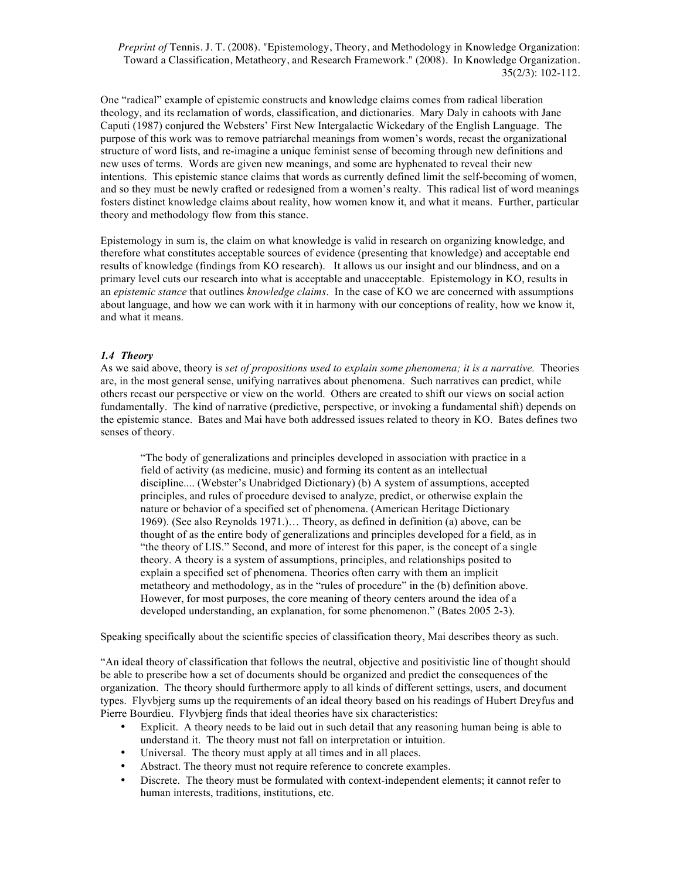One "radical" example of epistemic constructs and knowledge claims comes from radical liberation theology, and its reclamation of words, classification, and dictionaries. Mary Daly in cahoots with Jane Caputi (1987) conjured the Websters' First New Intergalactic Wickedary of the English Language. The purpose of this work was to remove patriarchal meanings from women's words, recast the organizational structure of word lists, and re-imagine a unique feminist sense of becoming through new definitions and new uses of terms. Words are given new meanings, and some are hyphenated to reveal their new intentions. This epistemic stance claims that words as currently defined limit the self-becoming of women, and so they must be newly crafted or redesigned from a women's realty. This radical list of word meanings fosters distinct knowledge claims about reality, how women know it, and what it means. Further, particular theory and methodology flow from this stance.

Epistemology in sum is, the claim on what knowledge is valid in research on organizing knowledge, and therefore what constitutes acceptable sources of evidence (presenting that knowledge) and acceptable end results of knowledge (findings from KO research). It allows us our insight and our blindness, and on a primary level cuts our research into what is acceptable and unacceptable. Epistemology in KO, results in an *epistemic stance* that outlines *knowledge claims*. In the case of KO we are concerned with assumptions about language, and how we can work with it in harmony with our conceptions of reality, how we know it, and what it means.

### *1.4 Theory*

As we said above, theory is *set of propositions used to explain some phenomena; it is a narrative.* Theories are, in the most general sense, unifying narratives about phenomena. Such narratives can predict, while others recast our perspective or view on the world. Others are created to shift our views on social action fundamentally. The kind of narrative (predictive, perspective, or invoking a fundamental shift) depends on the epistemic stance. Bates and Mai have both addressed issues related to theory in KO. Bates defines two senses of theory.

> "The body of generalizations and principles developed in association with practice in a field of activity (as medicine, music) and forming its content as an intellectual discipline.... (Webster's Unabridged Dictionary) (b) A system of assumptions, accepted principles, and rules of procedure devised to analyze, predict, or otherwise explain the nature or behavior of a specified set of phenomena. (American Heritage Dictionary 1969). (See also Reynolds 1971.)… Theory, as defined in definition (a) above, can be thought of as the entire body of generalizations and principles developed for a field, as in "the theory of LIS." Second, and more of interest for this paper, is the concept of a single theory. A theory is a system of assumptions, principles, and relationships posited to explain a specified set of phenomena. Theories often carry with them an implicit metatheory and methodology, as in the "rules of procedure" in the (b) definition above. However, for most purposes, the core meaning of theory centers around the idea of a developed understanding, an explanation, for some phenomenon." (Bates 2005 2-3).

Speaking specifically about the scientific species of classification theory, Mai describes theory as such.

"An ideal theory of classification that follows the neutral, objective and positivistic line of thought should be able to prescribe how a set of documents should be organized and predict the consequences of the organization. The theory should furthermore apply to all kinds of different settings, users, and document types. Flyvbjerg sums up the requirements of an ideal theory based on his readings of Hubert Dreyfus and Pierre Bourdieu. Flyvbjerg finds that ideal theories have six characteristics:

- Explicit. A theory needs to be laid out in such detail that any reasoning human being is able to understand it. The theory must not fall on interpretation or intuition.
- Universal. The theory must apply at all times and in all places.
- Abstract. The theory must not require reference to concrete examples.
- Discrete. The theory must be formulated with context-independent elements; it cannot refer to human interests, traditions, institutions, etc.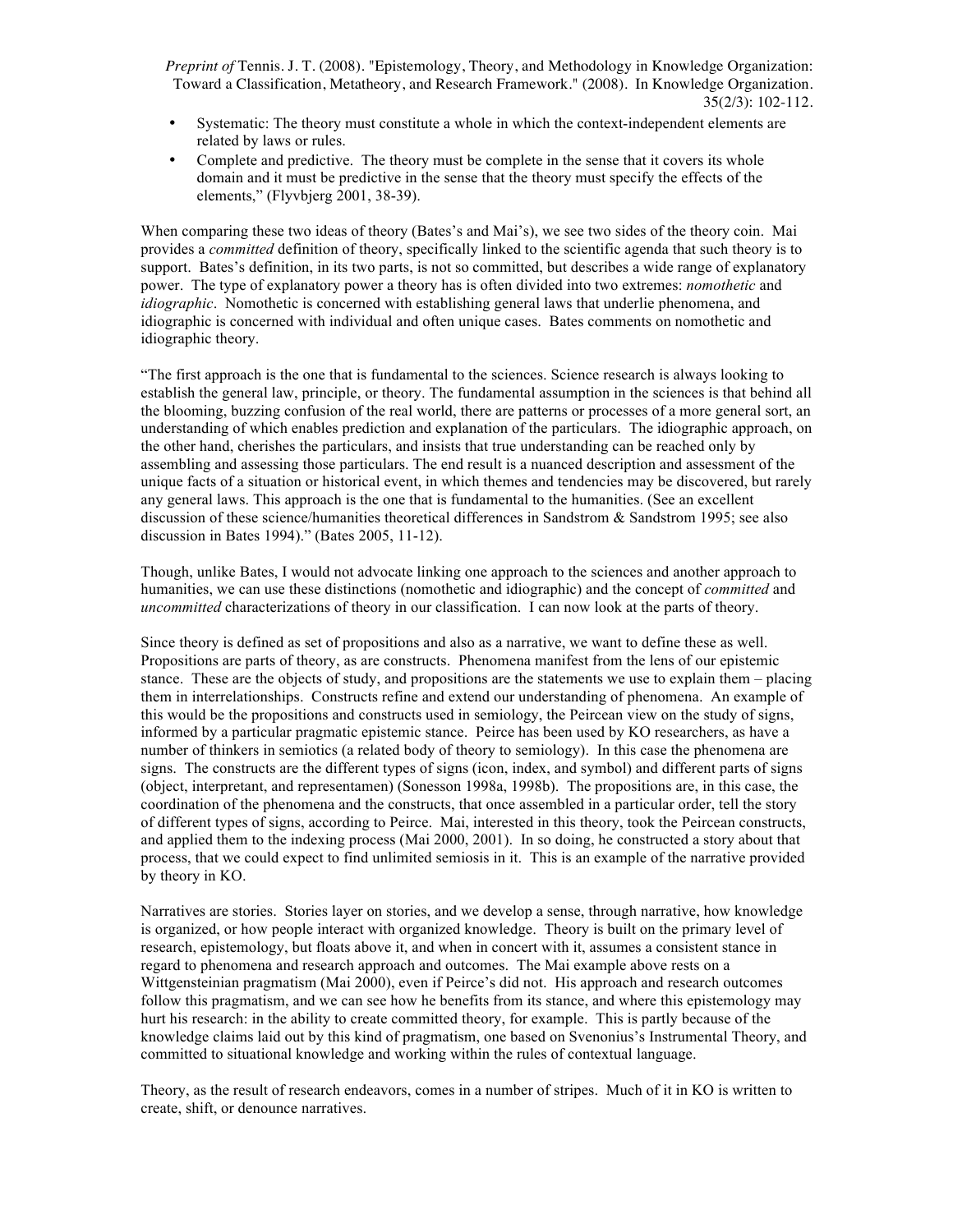- Systematic: The theory must constitute a whole in which the context-independent elements are related by laws or rules.
- Complete and predictive. The theory must be complete in the sense that it covers its whole domain and it must be predictive in the sense that the theory must specify the effects of the elements," (Flyvbjerg 2001, 38-39).

When comparing these two ideas of theory (Bates's and Mai's), we see two sides of the theory coin. Mai provides a *committed* definition of theory, specifically linked to the scientific agenda that such theory is to support. Bates's definition, in its two parts, is not so committed, but describes a wide range of explanatory power. The type of explanatory power a theory has is often divided into two extremes: *nomothetic* and *idiographic*. Nomothetic is concerned with establishing general laws that underlie phenomena, and idiographic is concerned with individual and often unique cases. Bates comments on nomothetic and idiographic theory.

"The first approach is the one that is fundamental to the sciences. Science research is always looking to establish the general law, principle, or theory. The fundamental assumption in the sciences is that behind all the blooming, buzzing confusion of the real world, there are patterns or processes of a more general sort, an understanding of which enables prediction and explanation of the particulars. The idiographic approach, on the other hand, cherishes the particulars, and insists that true understanding can be reached only by assembling and assessing those particulars. The end result is a nuanced description and assessment of the unique facts of a situation or historical event, in which themes and tendencies may be discovered, but rarely any general laws. This approach is the one that is fundamental to the humanities. (See an excellent discussion of these science/humanities theoretical differences in Sandstrom & Sandstrom 1995; see also discussion in Bates 1994)." (Bates 2005, 11-12).

Though, unlike Bates, I would not advocate linking one approach to the sciences and another approach to humanities, we can use these distinctions (nomothetic and idiographic) and the concept of *committed* and *uncommitted* characterizations of theory in our classification. I can now look at the parts of theory.

Since theory is defined as set of propositions and also as a narrative, we want to define these as well. Propositions are parts of theory, as are constructs. Phenomena manifest from the lens of our epistemic stance. These are the objects of study, and propositions are the statements we use to explain them – placing them in interrelationships. Constructs refine and extend our understanding of phenomena. An example of this would be the propositions and constructs used in semiology, the Peircean view on the study of signs, informed by a particular pragmatic epistemic stance. Peirce has been used by KO researchers, as have a number of thinkers in semiotics (a related body of theory to semiology). In this case the phenomena are signs. The constructs are the different types of signs (icon, index, and symbol) and different parts of signs (object, interpretant, and representamen) (Sonesson 1998a, 1998b). The propositions are, in this case, the coordination of the phenomena and the constructs, that once assembled in a particular order, tell the story of different types of signs, according to Peirce. Mai, interested in this theory, took the Peircean constructs, and applied them to the indexing process (Mai 2000, 2001). In so doing, he constructed a story about that process, that we could expect to find unlimited semiosis in it. This is an example of the narrative provided by theory in KO.

Narratives are stories. Stories layer on stories, and we develop a sense, through narrative, how knowledge is organized, or how people interact with organized knowledge. Theory is built on the primary level of research, epistemology, but floats above it, and when in concert with it, assumes a consistent stance in regard to phenomena and research approach and outcomes. The Mai example above rests on a Wittgensteinian pragmatism (Mai 2000), even if Peirce's did not. His approach and research outcomes follow this pragmatism, and we can see how he benefits from its stance, and where this epistemology may hurt his research: in the ability to create committed theory, for example. This is partly because of the knowledge claims laid out by this kind of pragmatism, one based on Svenonius's Instrumental Theory, and committed to situational knowledge and working within the rules of contextual language.

Theory, as the result of research endeavors, comes in a number of stripes. Much of it in KO is written to create, shift, or denounce narratives.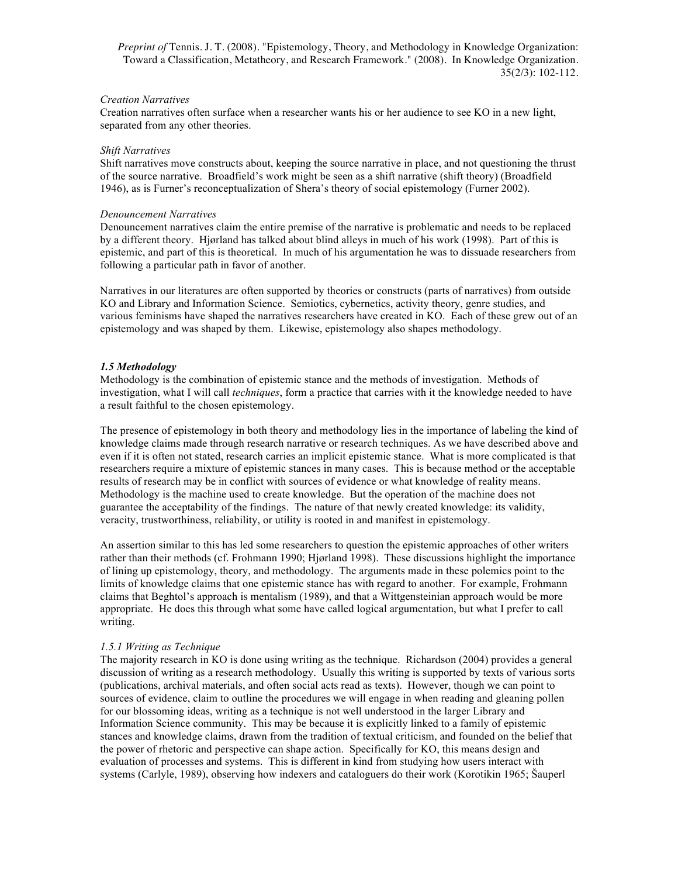*Creation Narratives*
Creation narratives often surface when a researcher wants his or her audience to see KO in a new light, separated from any other theories.

*Shift Narratives*
Shift narratives move constructs about, keeping the source narrative in place, and not questioning the thrust of the source narrative. Broadfield's work might be seen as a shift narrative (shift theory) (Broadfield 1946), as is Furner's reconceptualization of Shera's theory of social epistemology (Furner 2002).

*Denouncement Narratives*
Denouncement narratives claim the entire premise of the narrative is problematic and needs to be replaced by a different theory. Hjørland has talked about blind alleys in much of his work (1998). Part of this is epistemic, and part of this is theoretical. In much of his argumentation he was to dissuade researchers from following a particular path in favor of another.

Narratives in our literatures are often supported by theories or constructs (parts of narratives) from outside KO and Library and Information Science. Semiotics, cybernetics, activity theory, genre studies, and various feminisms have shaped the narratives researchers have created in KO. Each of these grew out of an epistemology and was shaped by them. Likewise, epistemology also shapes methodology.

### *1.5 Methodology*

Methodology is the combination of epistemic stance and the methods of investigation. Methods of investigation, what I will call *techniques*, form a practice that carries with it the knowledge needed to have a result faithful to the chosen epistemology.

The presence of epistemology in both theory and methodology lies in the importance of labeling the kind of knowledge claims made through research narrative or research techniques. As we have described above and even if it is often not stated, research carries an implicit epistemic stance. What is more complicated is that researchers require a mixture of epistemic stances in many cases. This is because method or the acceptable results of research may be in conflict with sources of evidence or what knowledge of reality means. Methodology is the machine used to create knowledge. But the operation of the machine does not guarantee the acceptability of the findings. The nature of that newly created knowledge: its validity, veracity, trustworthiness, reliability, or utility is rooted in and manifest in epistemology.

An assertion similar to this has led some researchers to question the epistemic approaches of other writers rather than their methods (cf. Frohmann 1990; Hjørland 1998). These discussions highlight the importance of lining up epistemology, theory, and methodology. The arguments made in these polemics point to the limits of knowledge claims that one epistemic stance has with regard to another. For example, Frohmann claims that Beghtol's approach is mentalism (1989), and that a Wittgensteinian approach would be more appropriate. He does this through what some have called logical argumentation, but what I prefer to call writing.

#### *1.5.1 Writing as Technique*

The majority research in KO is done using writing as the technique. Richardson (2004) provides a general discussion of writing as a research methodology. Usually this writing is supported by texts of various sorts (publications, archival materials, and often social acts read as texts). However, though we can point to sources of evidence, claim to outline the procedures we will engage in when reading and gleaning pollen for our blossoming ideas, writing as a technique is not well understood in the larger Library and Information Science community. This may be because it is explicitly linked to a family of epistemic stances and knowledge claims, drawn from the tradition of textual criticism, and founded on the belief that the power of rhetoric and perspective can shape action. Specifically for KO, this means design and evaluation of processes and systems. This is different in kind from studying how users interact with systems (Carlyle, 1989), observing how indexers and cataloguers do their work (Korotikin 1965; Šauperl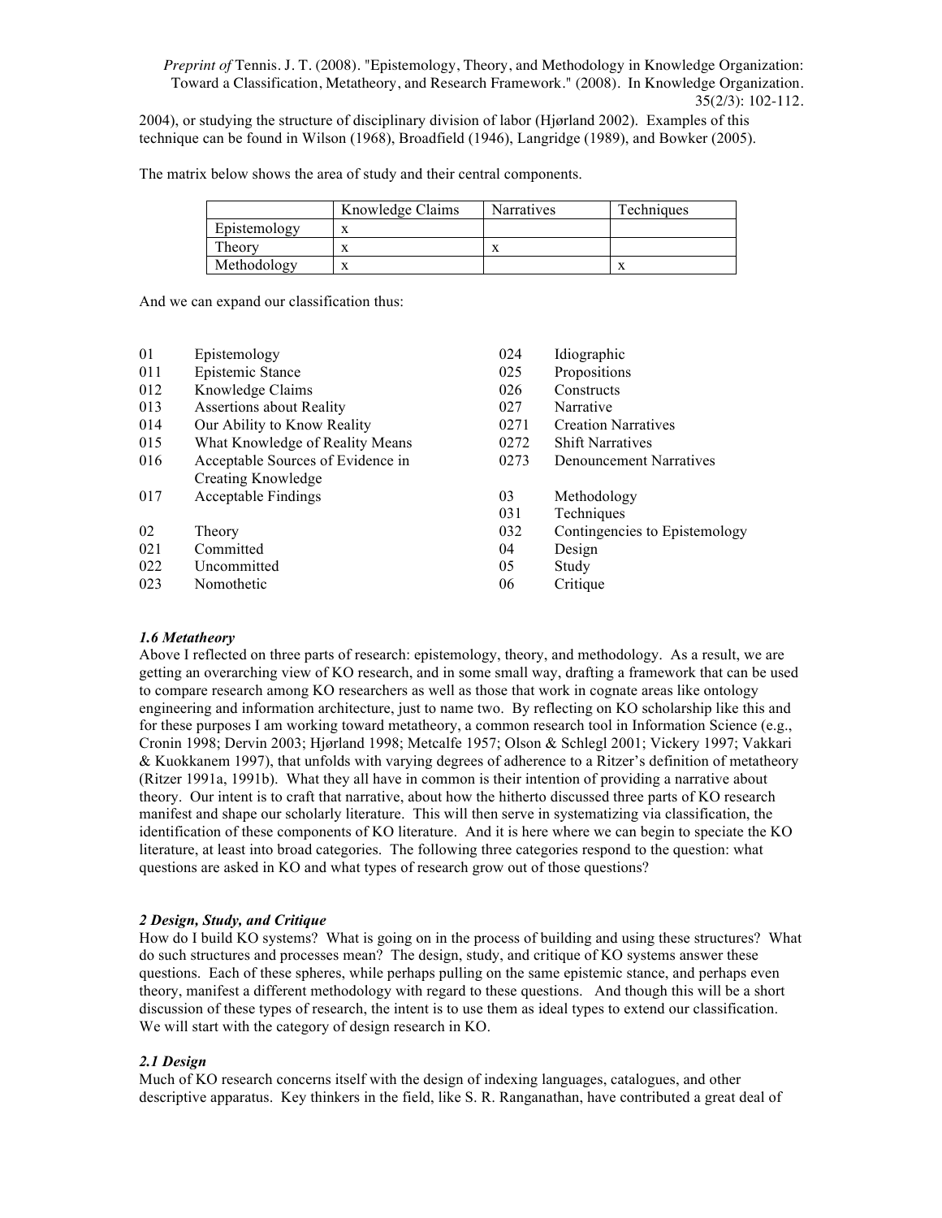2004), or studying the structure of disciplinary division of labor (Hjørland 2002). Examples of this technique can be found in Wilson (1968), Broadfield (1946), Langridge (1989), and Bowker (2005).

The matrix below shows the area of study and their central components.

| | Knowledge Claims | Narratives | Techniques |
|---|---|---|---|
| Epistemology | x | | |
| Theory | x | x | |
| Methodology | x | | x |

And we can expand our classification thus:

| | |
|---|---|
| 01 | Epistemology |
| 011 | Epistemic Stance |
| 012 | Knowledge Claims |
| 013 | Assertions about Reality |
| 014 | Our Ability to Know Reality |
| 015 | What Knowledge of Reality Means |
| 016 | Acceptable Sources of Evidence in Creating Knowledge |
| 017 | Acceptable Findings |
| 02 | Theory |
| 021 | Committed |
| 022 | Uncommitted |
| 023 | Nomothetic |
| 024 | Idiographic |
| 025 | Propositions |
| 026 | Constructs |
| 027 | Narrative |
| 0271 | Creation Narratives |
| 0272 | Shift Narratives |
| 0273 | Denouncement Narratives |
| 03 | Methodology |
| 031 | Techniques |
| 032 | Contingencies to Epistemology |
| 04 | Design |
| 05 | Study |
| 06 | Critique |

### *1.6 Metatheory*

Above I reflected on three parts of research: epistemology, theory, and methodology. As a result, we are getting an overarching view of KO research, and in some small way, drafting a framework that can be used to compare research among KO researchers as well as those that work in cognate areas like ontology engineering and information architecture, just to name two. By reflecting on KO scholarship like this and for these purposes I am working toward metatheory, a common research tool in Information Science (e.g., Cronin 1998; Dervin 2003; Hjørland 1998; Metcalfe 1957; Olson & Schlegl 2001; Vickery 1997; Vakkari & Kuokkanem 1997), that unfolds with varying degrees of adherence to a Ritzer's definition of metatheory (Ritzer 1991a, 1991b). What they all have in common is their intention of providing a narrative about theory. Our intent is to craft that narrative, about how the hitherto discussed three parts of KO research manifest and shape our scholarly literature. This will then serve in systematizing via classification, the identification of these components of KO literature. And it is here where we can begin to speciate the KO literature, at least into broad categories. The following three categories respond to the question: what questions are asked in KO and what types of research grow out of those questions?

## *2 Design, Study, and Critique*

How do I build KO systems? What is going on in the process of building and using these structures? What do such structures and processes mean? The design, study, and critique of KO systems answer these questions. Each of these spheres, while perhaps pulling on the same epistemic stance, and perhaps even theory, manifest a different methodology with regard to these questions. And though this will be a short discussion of these types of research, the intent is to use them as ideal types to extend our classification. We will start with the category of design research in KO.

### *2.1 Design*

Much of KO research concerns itself with the design of indexing languages, catalogues, and other descriptive apparatus. Key thinkers in the field, like S. R. Ranganathan, have contributed a great deal of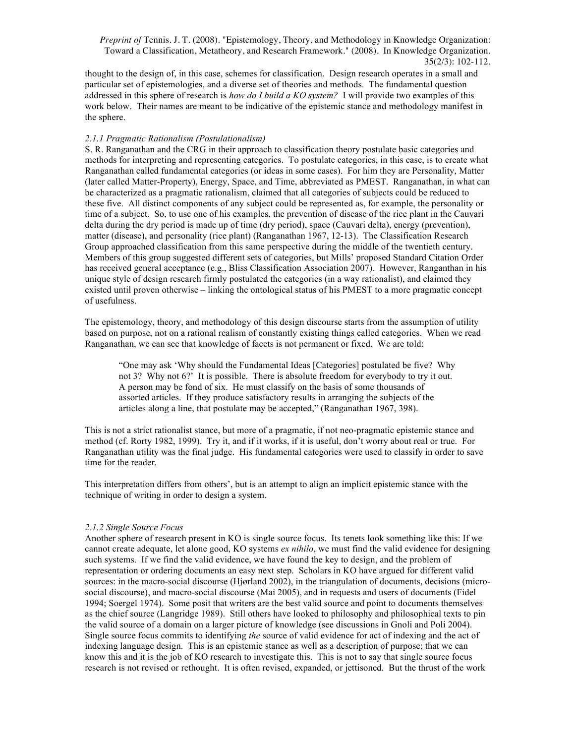thought to the design of, in this case, schemes for classification. Design research operates in a small and particular set of epistemologies, and a diverse set of theories and methods. The fundamental question addressed in this sphere of research is *how do I build a KO system?* I will provide two examples of this work below. Their names are meant to be indicative of the epistemic stance and methodology manifest in the sphere.

### *2.1.1 Pragmatic Rationalism (Postulationalism)*

S. R. Ranganathan and the CRG in their approach to classification theory postulate basic categories and methods for interpreting and representing categories. To postulate categories, in this case, is to create what Ranganathan called fundamental categories (or ideas in some cases). For him they are Personality, Matter (later called Matter-Property), Energy, Space, and Time, abbreviated as PMEST. Ranganathan, in what can be characterized as a pragmatic rationalism, claimed that all categories of subjects could be reduced to these five. All distinct components of any subject could be represented as, for example, the personality or time of a subject. So, to use one of his examples, the prevention of disease of the rice plant in the Cauvari delta during the dry period is made up of time (dry period), space (Cauvari delta), energy (prevention), matter (disease), and personality (rice plant) (Ranganathan 1967, 12-13). The Classification Research Group approached classification from this same perspective during the middle of the twentieth century. Members of this group suggested different sets of categories, but Mills' proposed Standard Citation Order has received general acceptance (e.g., Bliss Classification Association 2007). However, Ranganthan in his unique style of design research firmly postulated the categories (in a way rationalist), and claimed they existed until proven otherwise – linking the ontological status of his PMEST to a more pragmatic concept of usefulness.

The epistemology, theory, and methodology of this design discourse starts from the assumption of utility based on purpose, not on a rational realism of constantly existing things called categories. When we read Ranganathan, we can see that knowledge of facets is not permanent or fixed. We are told:

> "One may ask 'Why should the Fundamental Ideas [Categories] postulated be five? Why not 3? Why not 6?' It is possible. There is absolute freedom for everybody to try it out. A person may be fond of six. He must classify on the basis of some thousands of assorted articles. If they produce satisfactory results in arranging the subjects of the articles along a line, that postulate may be accepted," (Ranganathan 1967, 398).

This is not a strict rationalist stance, but more of a pragmatic, if not neo-pragmatic epistemic stance and method (cf. Rorty 1982, 1999). Try it, and if it works, if it is useful, don't worry about real or true. For Ranganathan utility was the final judge. His fundamental categories were used to classify in order to save time for the reader.

This interpretation differs from others', but is an attempt to align an implicit epistemic stance with the technique of writing in order to design a system.

### *2.1.2 Single Source Focus*

Another sphere of research present in KO is single source focus. Its tenets look something like this: If we cannot create adequate, let alone good, KO systems *ex nihilo*, we must find the valid evidence for designing such systems. If we find the valid evidence, we have found the key to design, and the problem of representation or ordering documents an easy next step. Scholars in KO have argued for different valid sources: in the macro-social discourse (Hjørland 2002), in the triangulation of documents, decisions (micro-social discourse), and macro-social discourse (Mai 2005), and in requests and users of documents (Fidel 1994; Soergel 1974). Some posit that writers are the best valid source and point to documents themselves as the chief source (Langridge 1989). Still others have looked to philosophy and philosophical texts to pin the valid source of a domain on a larger picture of knowledge (see discussions in Gnoli and Poli 2004). Single source focus commits to identifying *the* source of valid evidence for act of indexing and the act of indexing language design. This is an epistemic stance as well as a description of purpose; that we can know this and it is the job of KO research to investigate this. This is not to say that single source focus research is not revised or rethought. It is often revised, expanded, or jettisoned. But the thrust of the work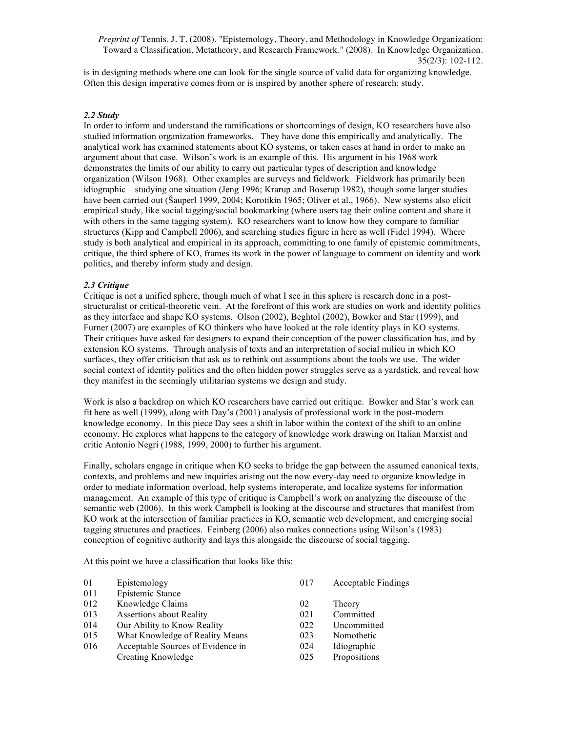is in designing methods where one can look for the single source of valid data for organizing knowledge. Often this design imperative comes from or is inspired by another sphere of research: study.

### *2.2 Study*

In order to inform and understand the ramifications or shortcomings of design, KO researchers have also studied information organization frameworks. They have done this empirically and analytically. The analytical work has examined statements about KO systems, or taken cases at hand in order to make an argument about that case. Wilson's work is an example of this. His argument in his 1968 work demonstrates the limits of our ability to carry out particular types of description and knowledge organization (Wilson 1968). Other examples are surveys and fieldwork. Fieldwork has primarily been idiographic – studying one situation (Jeng 1996; Krarup and Boserup 1982), though some larger studies have been carried out (Šauperl 1999, 2004; Korotikin 1965; Oliver et al., 1966). New systems also elicit empirical study, like social tagging/social bookmarking (where users tag their online content and share it with others in the same tagging system). KO researchers want to know how they compare to familiar structures (Kipp and Campbell 2006), and searching studies figure in here as well (Fidel 1994). Where study is both analytical and empirical in its approach, committing to one family of epistemic commitments, critique, the third sphere of KO, frames its work in the power of language to comment on identity and work politics, and thereby inform study and design.

### *2.3 Critique*

Critique is not a unified sphere, though much of what I see in this sphere is research done in a post-structuralist or critical-theoretic vein. At the forefront of this work are studies on work and identity politics as they interface and shape KO systems. Olson (2002), Beghtol (2002), Bowker and Star (1999), and Furner (2007) are examples of KO thinkers who have looked at the role identity plays in KO systems. Their critiques have asked for designers to expand their conception of the power classification has, and by extension KO systems. Through analysis of texts and an interpretation of social milieu in which KO surfaces, they offer criticism that ask us to rethink out assumptions about the tools we use. The wider social context of identity politics and the often hidden power struggles serve as a yardstick, and reveal how they manifest in the seemingly utilitarian systems we design and study.

Work is also a backdrop on which KO researchers have carried out critique. Bowker and Star's work can fit here as well (1999), along with Day's (2001) analysis of professional work in the post-modern knowledge economy. In this piece Day sees a shift in labor within the context of the shift to an online economy. He explores what happens to the category of knowledge work drawing on Italian Marxist and critic Antonio Negri (1988, 1999, 2000) to further his argument.

Finally, scholars engage in critique when KO seeks to bridge the gap between the assumed canonical texts, contexts, and problems and new inquiries arising out the now every-day need to organize knowledge in order to mediate information overload, help systems interoperate, and localize systems for information management. An example of this type of critique is Campbell's work on analyzing the discourse of the semantic web (2006). In this work Campbell is looking at the discourse and structures that manifest from KO work at the intersection of familiar practices in KO, semantic web development, and emerging social tagging structures and practices. Feinberg (2006) also makes connections using Wilson's (1983) conception of cognitive authority and lays this alongside the discourse of social tagging.

At this point we have a classification that looks like this:

01 Epistemology
011 Epistemic Stance
012 Knowledge Claims
013 Assertions about Reality
014 Our Ability to Know Reality
015 What Knowledge of Reality Means
016 Acceptable Sources of Evidence in Creating Knowledge
017 Acceptable Findings

02 Theory
021 Committed
022 Uncommitted
023 Nomothetic
024 Idiographic
025 Propositions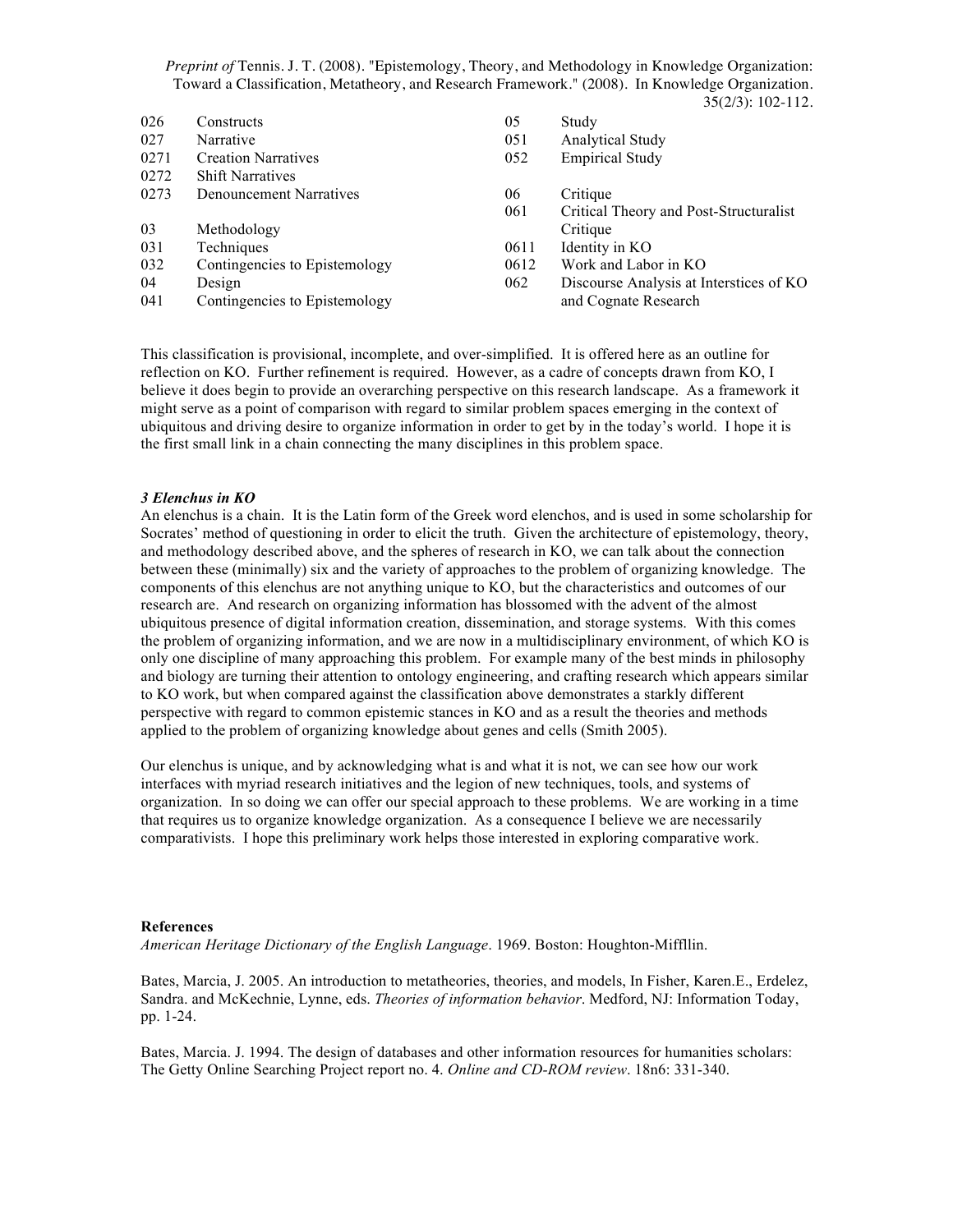026 Constructs
027 Narrative
0271 Creation Narratives
0272 Shift Narratives
0273 Denouncement Narratives

03 Methodology
031 Techniques
032 Contingencies to Epistemology
04 Design
041 Contingencies to Epistemology

05 Study
051 Analytical Study
052 Empirical Study

06 Critique
061 Critical Theory and Post-Structuralist Critique
0611 Identity in KO
0612 Work and Labor in KO
062 Discourse Analysis at Interstices of KO and Cognate Research

This classification is provisional, incomplete, and over-simplified. It is offered here as an outline for reflection on KO. Further refinement is required. However, as a cadre of concepts drawn from KO, I believe it does begin to provide an overarching perspective on this research landscape. As a framework it might serve as a point of comparison with regard to similar problem spaces emerging in the context of ubiquitous and driving desire to organize information in order to get by in the today's world. I hope it is the first small link in a chain connecting the many disciplines in this problem space.

### *3 Elenchus in KO*

An elenchus is a chain. It is the Latin form of the Greek word elenchos, and is used in some scholarship for Socrates' method of questioning in order to elicit the truth. Given the architecture of epistemology, theory, and methodology described above, and the spheres of research in KO, we can talk about the connection between these (minimally) six and the variety of approaches to the problem of organizing knowledge. The components of this elenchus are not anything unique to KO, but the characteristics and outcomes of our research are. And research on organizing information has blossomed with the advent of the almost ubiquitous presence of digital information creation, dissemination, and storage systems. With this comes the problem of organizing information, and we are now in a multidisciplinary environment, of which KO is only one discipline of many approaching this problem. For example many of the best minds in philosophy and biology are turning their attention to ontology engineering, and crafting research which appears similar to KO work, but when compared against the classification above demonstrates a starkly different perspective with regard to common epistemic stances in KO and as a result the theories and methods applied to the problem of organizing knowledge about genes and cells (Smith 2005).

Our elenchus is unique, and by acknowledging what is and what it is not, we can see how our work interfaces with myriad research initiatives and the legion of new techniques, tools, and systems of organization. In so doing we can offer our special approach to these problems. We are working in a time that requires us to organize knowledge organization. As a consequence I believe we are necessarily comparativists. I hope this preliminary work helps those interested in exploring comparative work.

**References**

*American Heritage Dictionary of the English Language*. 1969. Boston: Houghton-Mifflin.

Bates, Marcia, J. 2005. An introduction to metatheories, theories, and models, In Fisher, Karen.E., Erdelez, Sandra. and McKechnie, Lynne, eds. *Theories of information behavior*. Medford, NJ: Information Today, pp. 1-24.

Bates, Marcia. J. 1994. The design of databases and other information resources for humanities scholars: The Getty Online Searching Project report no. 4. *Online and CD-ROM review*. 18n6: 331-340.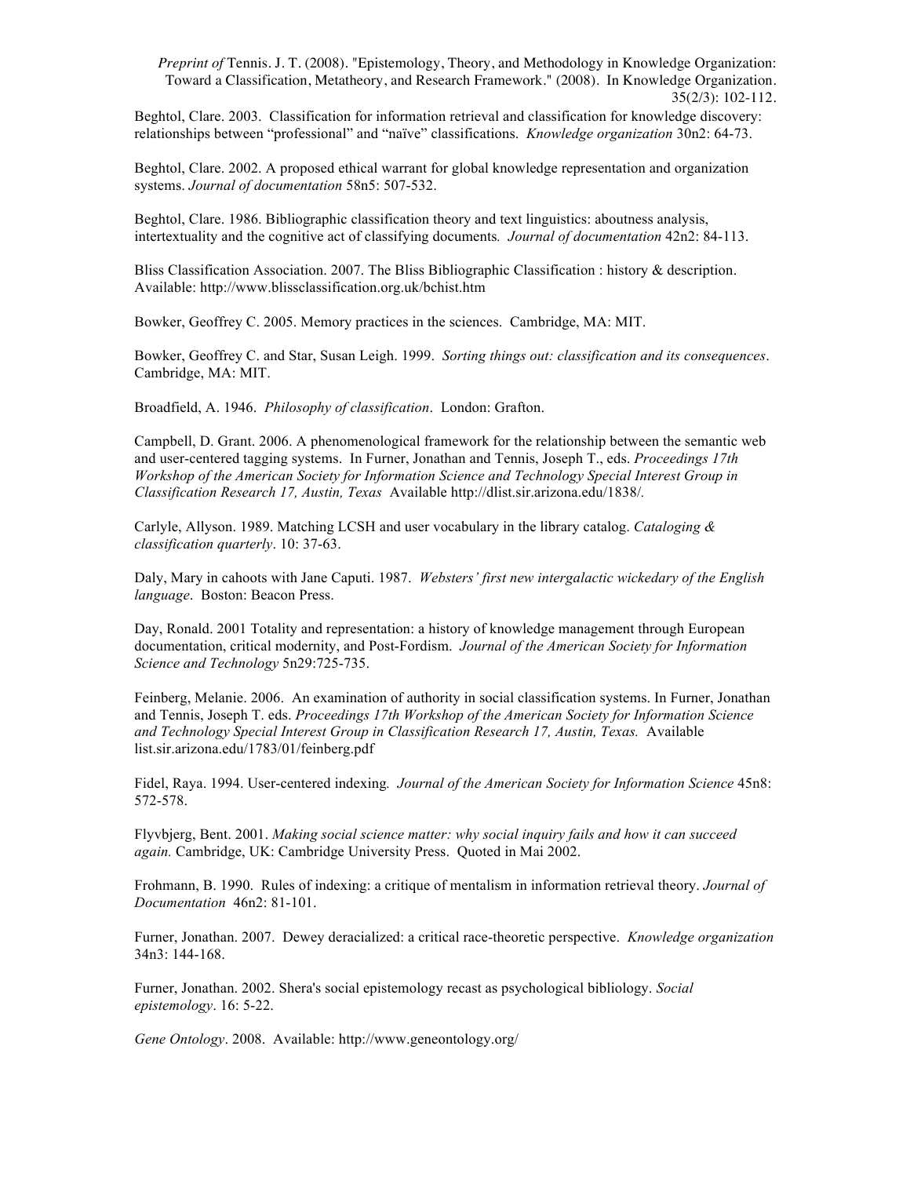Beghtol, Clare. 2003. Classification for information retrieval and classification for knowledge discovery: relationships between "professional" and "naïve" classifications. *Knowledge organization* 30n2: 64-73.

Beghtol, Clare. 2002. A proposed ethical warrant for global knowledge representation and organization systems. *Journal of documentation* 58n5: 507-532.

Beghtol, Clare. 1986. Bibliographic classification theory and text linguistics: aboutness analysis, intertextuality and the cognitive act of classifying documents*. Journal of documentation* 42n2: 84-113.

Bliss Classification Association. 2007. The Bliss Bibliographic Classification : history & description. Available: http://www.blissclassification.org.uk/bchist.htm

Bowker, Geoffrey C. 2005. Memory practices in the sciences. Cambridge, MA: MIT.

Bowker, Geoffrey C. and Star, Susan Leigh. 1999. *Sorting things out: classification and its consequences*. Cambridge, MA: MIT.

Broadfield, A. 1946. *Philosophy of classification*. London: Grafton.

Campbell, D. Grant. 2006. A phenomenological framework for the relationship between the semantic web and user-centered tagging systems. In Furner, Jonathan and Tennis, Joseph T., eds. *Proceedings 17th Workshop of the American Society for Information Science and Technology Special Interest Group in Classification Research 17, Austin, Texas* Available http://dlist.sir.arizona.edu/1838/.

Carlyle, Allyson. 1989. Matching LCSH and user vocabulary in the library catalog. *Cataloging & classification quarterly*. 10: 37-63.

Daly, Mary in cahoots with Jane Caputi. 1987. *Websters' first new intergalactic wickedary of the English language*. Boston: Beacon Press.

Day, Ronald. 2001 Totality and representation: a history of knowledge management through European documentation, critical modernity, and Post-Fordism. *Journal of the American Society for Information Science and Technology* 5n29:725-735.

Feinberg, Melanie. 2006. An examination of authority in social classification systems. In Furner, Jonathan and Tennis, Joseph T. eds. *Proceedings 17th Workshop of the American Society for Information Science and Technology Special Interest Group in Classification Research 17, Austin, Texas.* Available list.sir.arizona.edu/1783/01/feinberg.pdf

Fidel, Raya. 1994. User-centered indexing*. Journal of the American Society for Information Science* 45n8: 572-578.

Flyvbjerg, Bent. 2001. *Making social science matter: why social inquiry fails and how it can succeed again.* Cambridge, UK: Cambridge University Press. Quoted in Mai 2002.

Frohmann, B. 1990. Rules of indexing: a critique of mentalism in information retrieval theory. *Journal of Documentation* 46n2: 81-101.

Furner, Jonathan. 2007. Dewey deracialized: a critical race-theoretic perspective. *Knowledge organization* 34n3: 144-168.

Furner, Jonathan. 2002. Shera's social epistemology recast as psychological bibliology. *Social epistemology*. 16: 5-22.

*Gene Ontology*. 2008. Available: http://www.geneontology.org/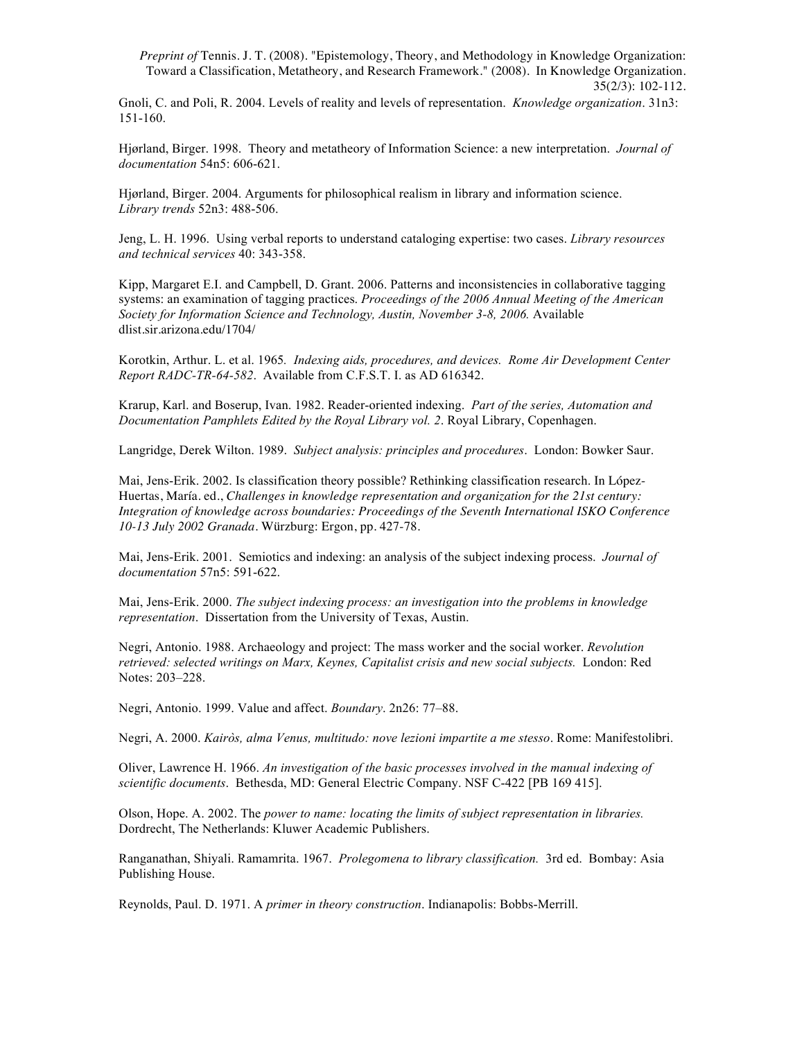Gnoli, C. and Poli, R. 2004. Levels of reality and levels of representation. *Knowledge organization*. 31n3: 151-160.

Hjørland, Birger. 1998. Theory and metatheory of Information Science: a new interpretation. *Journal of documentation* 54n5: 606-621.

Hjørland, Birger. 2004. Arguments for philosophical realism in library and information science. *Library trends* 52n3: 488-506.

Jeng, L. H. 1996. Using verbal reports to understand cataloging expertise: two cases. *Library resources and technical services* 40: 343-358.

Kipp, Margaret E.I. and Campbell, D. Grant. 2006. Patterns and inconsistencies in collaborative tagging systems: an examination of tagging practices. *Proceedings of the 2006 Annual Meeting of the American Society for Information Science and Technology, Austin, November 3-8, 2006.* Available dlist.sir.arizona.edu/1704/

Korotkin, Arthur. L. et al. 1965*. Indexing aids, procedures, and devices. Rome Air Development Center Report RADC-TR-64-582*. Available from C.F.S.T. I. as AD 616342.

Krarup, Karl. and Boserup, Ivan. 1982. Reader-oriented indexing. *Part of the series, Automation and Documentation Pamphlets Edited by the Royal Library vol. 2*. Royal Library, Copenhagen.

Langridge, Derek Wilton. 1989. *Subject analysis: principles and procedures*. London: Bowker Saur.

Mai, Jens-Erik. 2002. Is classification theory possible? Rethinking classification research. In López-Huertas, María. ed., *Challenges in knowledge representation and organization for the 21st century: Integration of knowledge across boundaries: Proceedings of the Seventh International ISKO Conference 10-13 July 2002 Granada*. Würzburg: Ergon, pp. 427-78.

Mai, Jens-Erik. 2001. Semiotics and indexing: an analysis of the subject indexing process. *Journal of documentation* 57n5: 591-622.

Mai, Jens-Erik. 2000. *The subject indexing process: an investigation into the problems in knowledge representation*. Dissertation from the University of Texas, Austin.

Negri, Antonio. 1988. Archaeology and project: The mass worker and the social worker. *Revolution retrieved: selected writings on Marx, Keynes, Capitalist crisis and new social subjects.* London: Red Notes: 203–228.

Negri, Antonio. 1999. Value and affect. *Boundary*. 2n26: 77–88.

Negri, A. 2000. *Kairòs, alma Venus, multitudo: nove lezioni impartite a me stesso*. Rome: Manifestolibri.

Oliver, Lawrence H. 1966. *An investigation of the basic processes involved in the manual indexing of scientific documents*. Bethesda, MD: General Electric Company. NSF C-422 [PB 169 415].

Olson, Hope. A. 2002. The *power to name: locating the limits of subject representation in libraries.* Dordrecht, The Netherlands: Kluwer Academic Publishers.

Ranganathan, Shiyali. Ramamrita. 1967. *Prolegomena to library classification.* 3rd ed. Bombay: Asia Publishing House.

Reynolds, Paul. D. 1971. A *primer in theory construction*. Indianapolis: Bobbs-Merrill.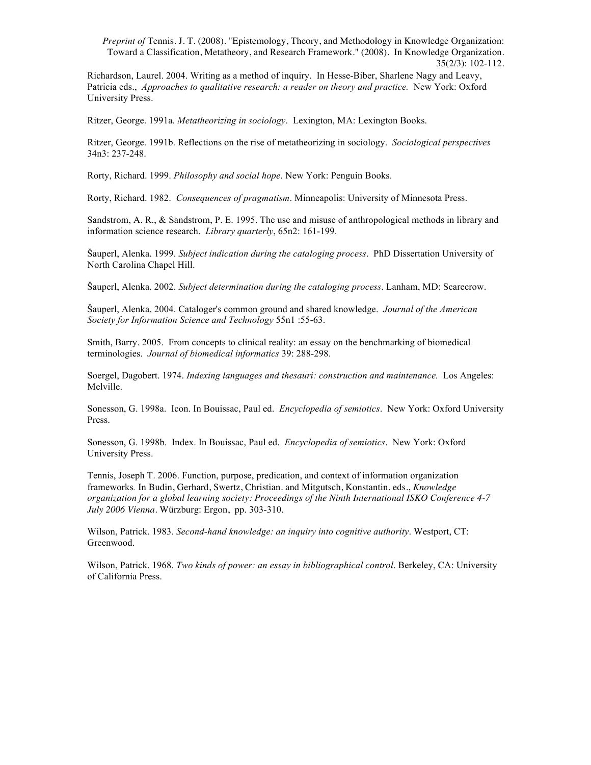Richardson, Laurel. 2004. Writing as a method of inquiry. In Hesse-Biber, Sharlene Nagy and Leavy, Patricia eds., *Approaches to qualitative research: a reader on theory and practice.* New York: Oxford University Press.

Ritzer, George. 1991a. *Metatheorizing in sociology*. Lexington, MA: Lexington Books.

Ritzer, George. 1991b. Reflections on the rise of metatheorizing in sociology. *Sociological perspectives* 34n3: 237-248.

Rorty, Richard. 1999. *Philosophy and social hope*. New York: Penguin Books.

Rorty, Richard. 1982. *Consequences of pragmatism*. Minneapolis: University of Minnesota Press.

Sandstrom, A. R., & Sandstrom, P. E. 1995. The use and misuse of anthropological methods in library and information science research. *Library quarterly*, 65n2: 161-199.

Šauperl, Alenka. 1999. *Subject indication during the cataloging process*. PhD Dissertation University of North Carolina Chapel Hill.

Šauperl, Alenka. 2002. *Subject determination during the cataloging process*. Lanham, MD: Scarecrow.

Šauperl, Alenka. 2004. Cataloger's common ground and shared knowledge. *Journal of the American Society for Information Science and Technology* 55n1 :55-63.

Smith, Barry. 2005. From concepts to clinical reality: an essay on the benchmarking of biomedical terminologies. *Journal of biomedical informatics* 39: 288-298.

Soergel, Dagobert. 1974. *Indexing languages and thesauri: construction and maintenance.* Los Angeles: Melville.

Sonesson, G. 1998a. Icon. In Bouissac, Paul ed. *Encyclopedia of semiotics*. New York: Oxford University Press.

Sonesson, G. 1998b. Index. In Bouissac, Paul ed. *Encyclopedia of semiotics*. New York: Oxford University Press.

Tennis, Joseph T. 2006. Function, purpose, predication, and context of information organization frameworks*.* In Budin, Gerhard, Swertz, Christian. and Mitgutsch, Konstantin. eds., *Knowledge organization for a global learning society: Proceedings of the Ninth International ISKO Conference 4-7 July 2006 Vienna*. Würzburg: Ergon, pp. 303-310.

Wilson, Patrick. 1983. *Second-hand knowledge: an inquiry into cognitive authority*. Westport, CT: Greenwood.

Wilson, Patrick. 1968. *Two kinds of power: an essay in bibliographical control*. Berkeley, CA: University of California Press.